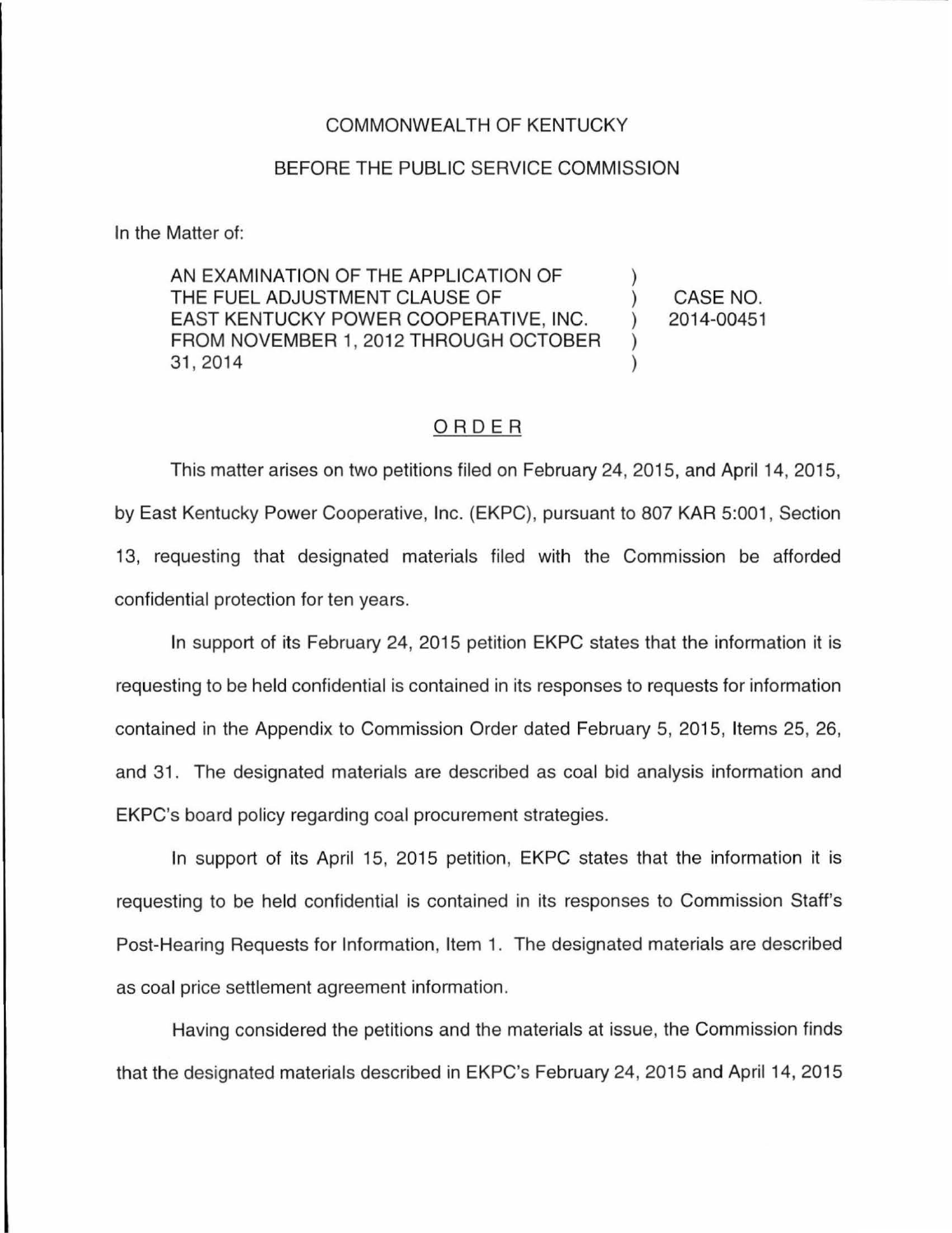COMMONWEALTH OF KENTUCKY

BEFORE THE PUBLIC SERVICE COMMISSION

In the Matter of:

| | | |
|---|---|---|
| AN EXAMINATION OF THE APPLICATION OF THE FUEL ADJUSTMENT CLAUSE OF EAST KENTUCKY POWER COOPERATIVE, INC. FROM NOVEMBER 1, 2012 THROUGH OCTOBER 31, 2014 | ) ) ) ) ) | CASE NO. 2014-00451 |

## ORDER

This matter arises on two petitions filed on February 24, 2015, and April 14, 2015, by East Kentucky Power Cooperative, Inc. (EKPC), pursuant to 807 KAR 5:001, Section 13, requesting that designated materials filed with the Commission be afforded confidential protection for ten years.

In support of its February 24, 2015 petition EKPC states that the information it is requesting to be held confidential is contained in its responses to requests for information contained in the Appendix to Commission Order dated February 5, 2015, Items 25, 26, and 31. The designated materials are described as coal bid analysis information and EKPC's board policy regarding coal procurement strategies.

In support of its April 15, 2015 petition, EKPC states that the information it is requesting to be held confidential is contained in its responses to Commission Staff's Post-Hearing Requests for Information, Item 1. The designated materials are described as coal price settlement agreement information.

Having considered the petitions and the materials at issue, the Commission finds that the designated materials described in EKPC's February 24, 2015 and April 14, 2015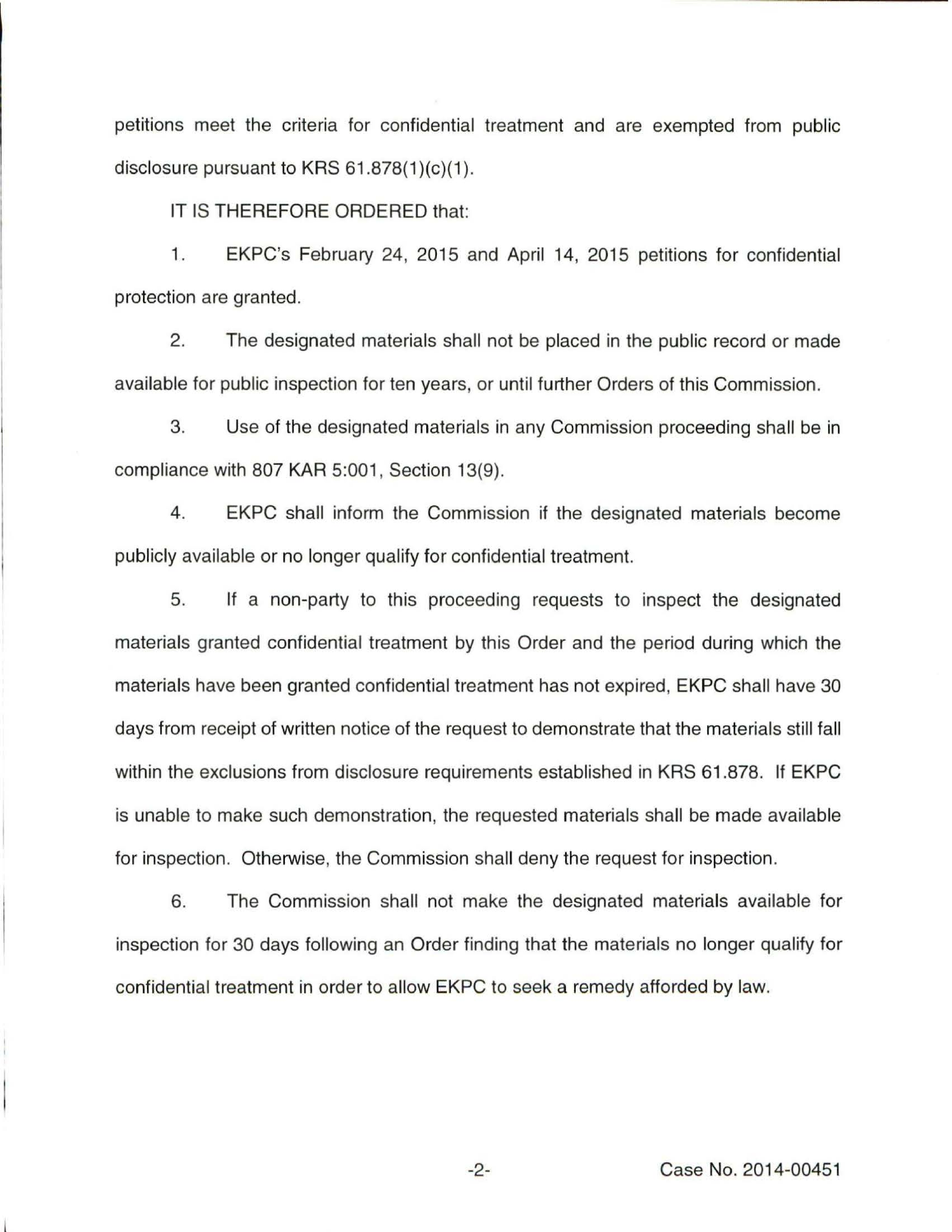petitions meet the criteria for confidential treatment and are exempted from public disclosure pursuant to KRS 61.878(1)(c)(1).

IT IS THEREFORE ORDERED that:

1. EKPC's February 24, 2015 and April 14, 2015 petitions for confidential protection are granted.

2. The designated materials shall not be placed in the public record or made available for public inspection for ten years, or until further Orders of this Commission.

3. Use of the designated materials in any Commission proceeding shall be in compliance with 807 KAR 5:001, Section 13(9).

4. EKPC shall inform the Commission if the designated materials become publicly available or no longer qualify for confidential treatment.

5. If a non-party to this proceeding requests to inspect the designated materials granted confidential treatment by this Order and the period during which the materials have been granted confidential treatment has not expired, EKPC shall have 30 days from receipt of written notice of the request to demonstrate that the materials still fall within the exclusions from disclosure requirements established in KRS 61.878. If EKPC is unable to make such demonstration, the requested materials shall be made available for inspection. Otherwise, the Commission shall deny the request for inspection.

6. The Commission shall not make the designated materials available for inspection for 30 days following an Order finding that the materials no longer qualify for confidential treatment in order to allow EKPC to seek a remedy afforded by law.

Case No. 2014-00451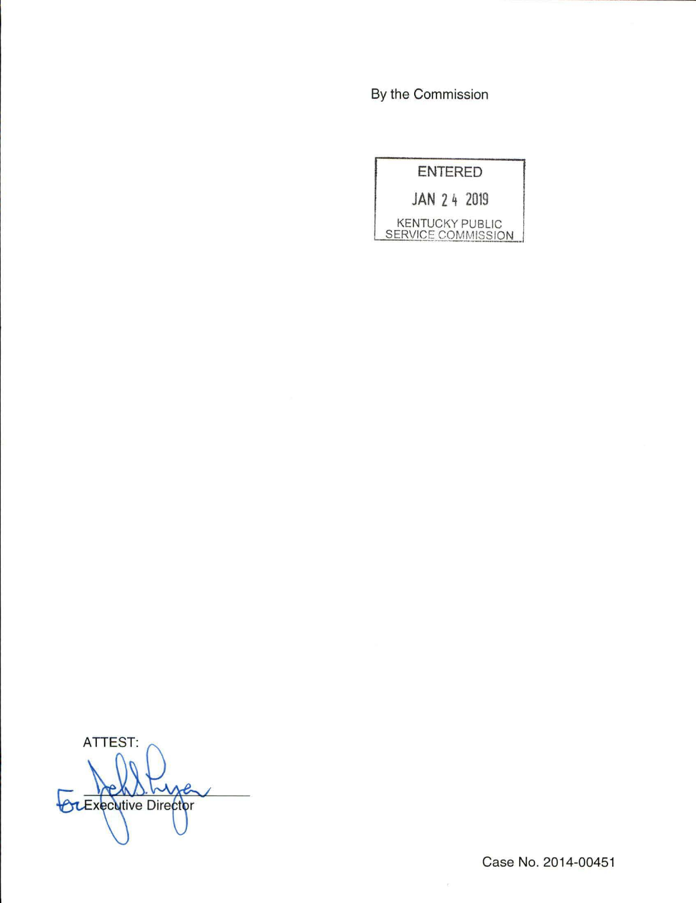By the Commission

ENTERED

JAN 24 2019

KENTUCKY PUBLIC SERVICE COMMISSION

ATTEST:

for Executive Director

Case No. 2014-00451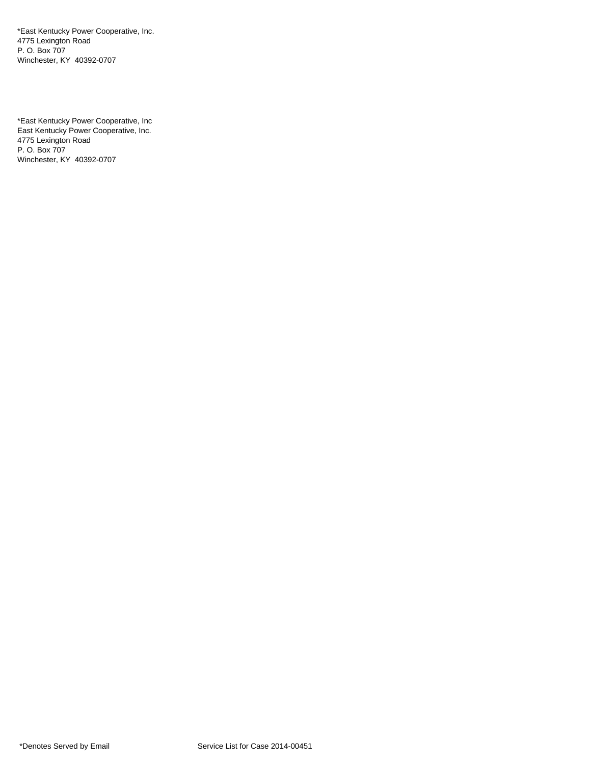*East Kentucky Power Cooperative, Inc.
4775 Lexington Road
P. O. Box 707
Winchester, KY  40392-0707

*East Kentucky Power Cooperative, Inc
East Kentucky Power Cooperative, Inc.
4775 Lexington Road
P. O. Box 707
Winchester, KY  40392-0707

*Denotes Served by Email

Service List for Case 2014-00451